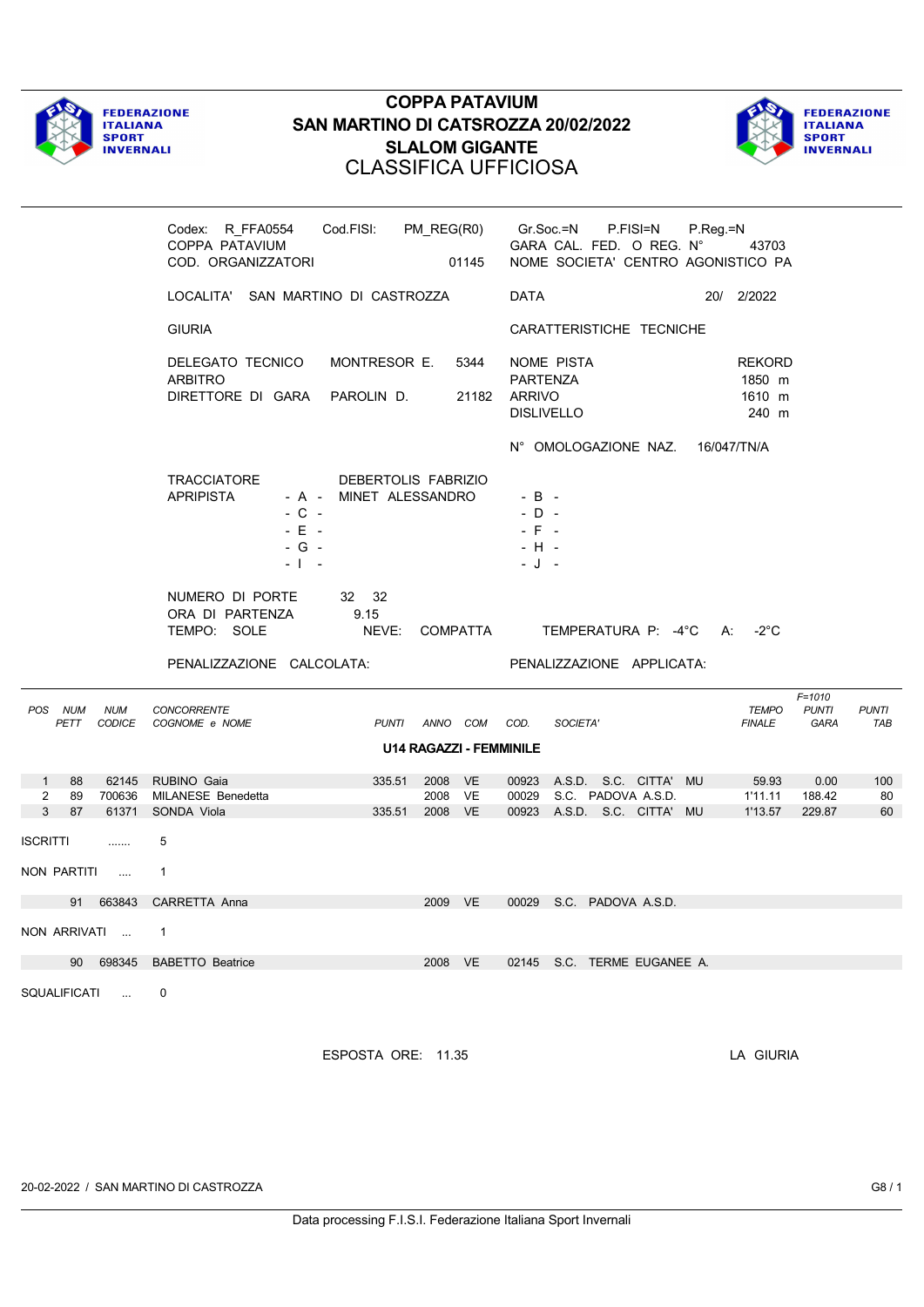# COPPA PATAVIUM
## SAN MARTINO DI CATSROZZA 20/02/2022
## SLALOM GIGANTE
## CLASSIFICA UFFICIOSA

Codex: R_FFA0554 Cod.FISI: PM_REG(R0) Gr.Soc.=N P.FISI=N P.Reg.=N
COPPA PATAVIUM GARA CAL. FED. O REG. N° 43703
COD. ORGANIZZATORI 01145 NOME SOCIETA' CENTRO AGONISTICO PA

LOCALITA' SAN MARTINO DI CASTROZZA DATA 20/ 2/2022

GIURIA CARATTERISTICHE TECNICHE

DELEGATO TECNICO MONTRESOR E. 5344 NOME PISTA REKORD
ARBITRO PARTENZA 1850 m
DIRETTORE DI GARA PAROLIN D. 21182 ARRIVO 1610 m
DISLIVELLO 240 m

N° OMOLOGAZIONE NAZ. 16/047/TN/A

TRACCIATORE DEBERTOLIS FABRIZIO
APRIPISTA - A - MINET ALESSANDRO - B -
- C - - D -
- E - - F -
- G - - H -
- I - - J -

NUMERO DI PORTE 32 32
ORA DI PARTENZA 9.15
TEMPO: SOLE NEVE: COMPATTA TEMPERATURA P: -4°C A: -2°C

PENALIZZAZIONE CALCOLATA: PENALIZZAZIONE APPLICATA:

### U14 RAGAZZI - FEMMINILE

| POS | NUM PETT | NUM CODICE | CONCORRENTE COGNOME e NOME | PUNTI | ANNO | COM | COD. | SOCIETA' | TEMPO FINALE | F=1010 PUNTI GARA | PUNTI TAB |
|---|---|---|---|---|---|---|---|---|---|---|---|
| 1 | 88 | 62145 | RUBINO Gaia | 335.51 | 2008 | VE | 00923 | A.S.D. S.C. CITTA' MU | 59.93 | 0.00 | 100 |
| 2 | 89 | 700636 | MILANESE Benedetta | | 2008 | VE | 00029 | S.C. PADOVA A.S.D. | 1'11.11 | 188.42 | 80 |
| 3 | 87 | 61371 | SONDA Viola | 335.51 | 2008 | VE | 00923 | A.S.D. S.C. CITTA' MU | 1'13.57 | 229.87 | 60 |

ISCRITTI ....... 5

NON PARTITI .... 1

| NUM PETT | NUM CODICE | COGNOME e NOME | ANNO | COM | COD. | SOCIETA' |
|---|---|---|---|---|---|---|
| 91 | 663843 | CARRETTA Anna | 2009 | VE | 00029 | S.C. PADOVA A.S.D. |

NON ARRIVATI ... 1

| NUM PETT | NUM CODICE | COGNOME e NOME | ANNO | COM | COD. | SOCIETA' |
|---|---|---|---|---|---|---|
| 90 | 698345 | BABETTO Beatrice | 2008 | VE | 02145 | S.C. TERME EUGANEE A. |

SQUALIFICATI ... 0

ESPOSTA ORE: 11.35 LA GIURIA

20-02-2022 / SAN MARTINO DI CASTROZZA G8 / 1

Data processing F.I.S.I. Federazione Italiana Sport Invernali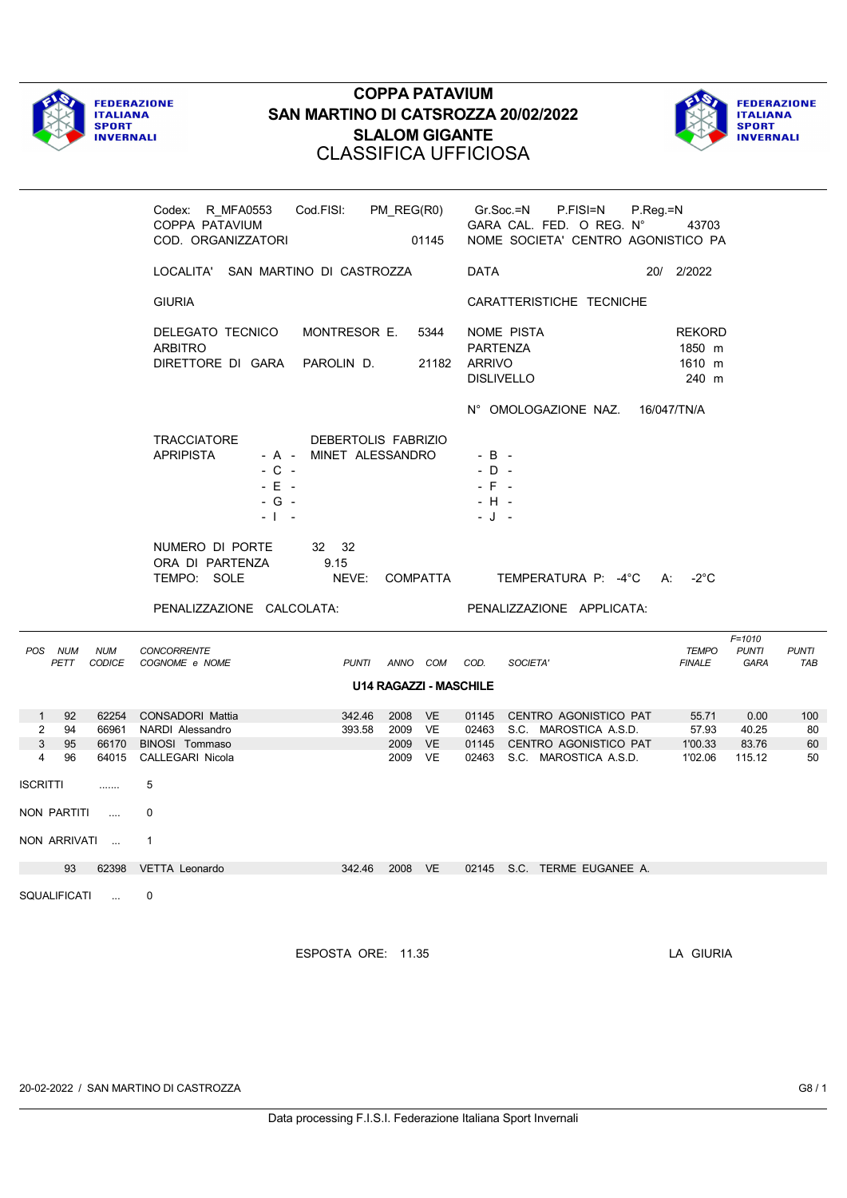# COPPA PATAVIUM
## SAN MARTINO DI CATSROZZA 20/02/2022
## SLALOM GIGANTE
## CLASSIFICA UFFICIOSA

Codex: R_MFA0553 Cod.FISI: PM_REG(R0) Gr.Soc.=N P.FISI=N P.Reg.=N
COPPA PATAVIUM GARA CAL. FED. O REG. N° 43703
COD. ORGANIZZATORI 01145 NOME SOCIETA' CENTRO AGONISTICO PA

LOCALITA' SAN MARTINO DI CASTROZZA DATA 20/ 2/2022

GIURIA CARATTERISTICHE TECNICHE

DELEGATO TECNICO MONTRESOR E. 5344 NOME PISTA REKORD
ARBITRO PARTENZA 1850 m
DIRETTORE DI GARA PAROLIN D. 21182 ARRIVO 1610 m
DISLIVELLO 240 m

N° OMOLOGAZIONE NAZ. 16/047/TN/A

TRACCIATORE DEBERTOLIS FABRIZIO
APRIPISTA - A - MINET ALESSANDRO - B -
- C - - D -
- E - - F -
- G - - H -
- I - - J -

NUMERO DI PORTE 32 32
ORA DI PARTENZA 9.15
TEMPO: SOLE NEVE: COMPATTA TEMPERATURA P: -4°C A: -2°C

PENALIZZAZIONE CALCOLATA: PENALIZZAZIONE APPLICATA:

| POS | NUM PETT | NUM CODICE | CONCORRENTE COGNOME e NOME | PUNTI | ANNO | COM | COD. | SOCIETA' | TEMPO FINALE | F=1010 PUNTI GARA | PUNTI TAB |
|---|---|---|---|---|---|---|---|---|---|---|---|
| **U14 RAGAZZI - MASCHILE** | | | | | | | | | | | |
| 1 | 92 | 62254 | CONSADORI Mattia | 342.46 | 2008 | VE | 01145 | CENTRO AGONISTICO PAT | 55.71 | 0.00 | 100 |
| 2 | 94 | 66961 | NARDI Alessandro | 393.58 | 2009 | VE | 02463 | S.C. MAROSTICA A.S.D. | 57.93 | 40.25 | 80 |
| 3 | 95 | 66170 | BINOSI Tommaso | | 2009 | VE | 01145 | CENTRO AGONISTICO PAT | 1'00.33 | 83.76 | 60 |
| 4 | 96 | 64015 | CALLEGARI Nicola | | 2009 | VE | 02463 | S.C. MAROSTICA A.S.D. | 1'02.06 | 115.12 | 50 |

ISCRITTI ....... 5

NON PARTITI .... 0

NON ARRIVATI ... 1

| | NUM PETT | NUM CODICE | COGNOME e NOME | PUNTI | ANNO | COM | COD. | SOCIETA' |
|---|---|---|---|---|---|---|---|---|
| | 93 | 62398 | VETTA Leonardo | 342.46 | 2008 | VE | 02145 | S.C. TERME EUGANEE A. |

SQUALIFICATI ... 0

ESPOSTA ORE: 11.35 LA GIURIA

20-02-2022 / SAN MARTINO DI CASTROZZA G8 / 1

Data processing F.I.S.I. Federazione Italiana Sport Invernali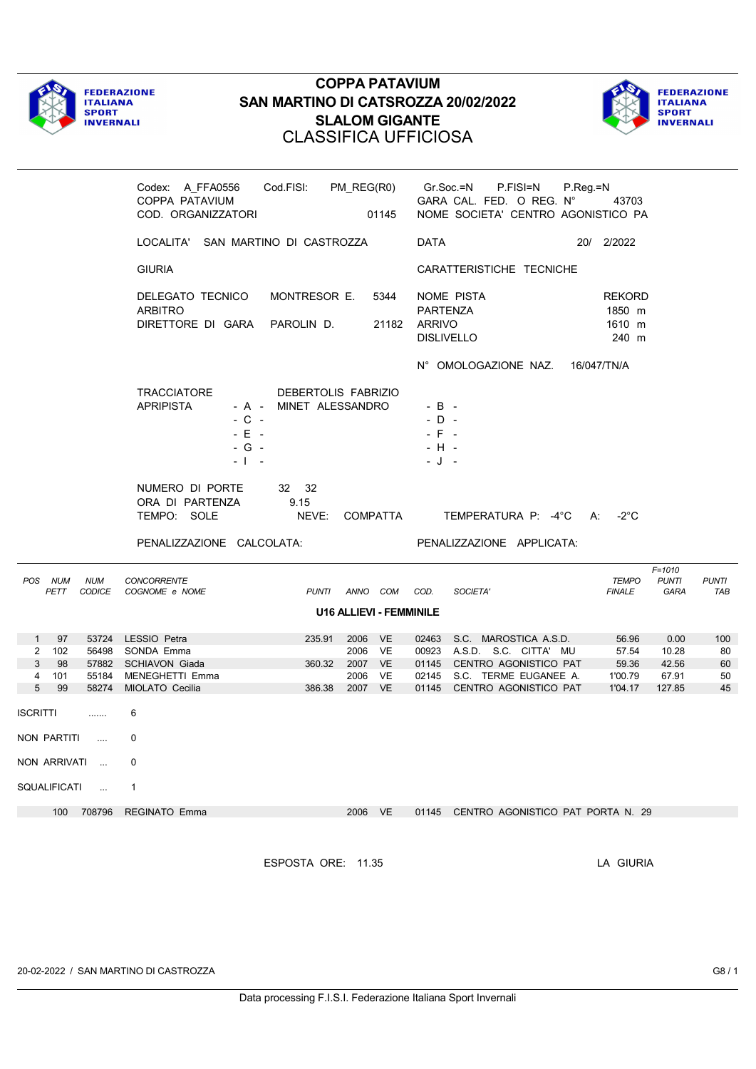# COPPA PATAVIUM
## SAN MARTINO DI CATSROZZA 20/02/2022
## SLALOM GIGANTE
## CLASSIFICA UFFICIOSA

Codex: A_FFA0556   Cod.FISI: PM_REG(R0)   Gr.Soc.=N   P.FISI=N   P.Reg.=N
COPPA PATAVIUM   GARA CAL. FED. O REG. N° 43703
COD. ORGANIZZATORI 01145   NOME SOCIETA' CENTRO AGONISTICO PA

LOCALITA' SAN MARTINO DI CASTROZZA   DATA 20/ 2/2022

GIURIA   CARATTERISTICHE TECNICHE

DELEGATO TECNICO   MONTRESOR E.   5344   NOME PISTA   REKORD
ARBITRO   PARTENZA   1850 m
DIRETTORE DI GARA   PAROLIN D.   21182   ARRIVO   1610 m
DISLIVELLO   240 m

N° OMOLOGAZIONE NAZ. 16/047/TN/A

TRACCIATORE   DEBERTOLIS FABRIZIO
APRIPISTA   - A - MINET ALESSANDRO   - B -
- C -   - D -
- E -   - F -
- G -   - H -
- I -   - J -

NUMERO DI PORTE   32 32
ORA DI PARTENZA   9.15
TEMPO: SOLE   NEVE: COMPATTA   TEMPERATURA P: -4°C   A: -2°C

PENALIZZAZIONE CALCOLATA:   PENALIZZAZIONE APPLICATA:

**U16 ALLIEVI - FEMMINILE**

| POS | NUM PETT | NUM CODICE | CONCORRENTE COGNOME e NOME | PUNTI | ANNO | COM | COD. | SOCIETA' | TEMPO FINALE | F=1010 PUNTI GARA | PUNTI TAB |
|---|---|---|---|---|---|---|---|---|---|---|---|
| 1 | 97 | 53724 | LESSIO Petra | 235.91 | 2006 | VE | 02463 | S.C. MAROSTICA A.S.D. | 56.96 | 0.00 | 100 |
| 2 | 102 | 56498 | SONDA Emma | | 2006 | VE | 00923 | A.S.D. S.C. CITTA' MU | 57.54 | 10.28 | 80 |
| 3 | 98 | 57882 | SCHIAVON Giada | 360.32 | 2007 | VE | 01145 | CENTRO AGONISTICO PAT | 59.36 | 42.56 | 60 |
| 4 | 101 | 55184 | MENEGHETTI Emma | | 2006 | VE | 02145 | S.C. TERME EUGANEE A. | 1'00.79 | 67.91 | 50 |
| 5 | 99 | 58274 | MIOLATO Cecilia | 386.38 | 2007 | VE | 01145 | CENTRO AGONISTICO PAT | 1'04.17 | 127.85 | 45 |

ISCRITTI ....... 6

NON PARTITI .... 0

NON ARRIVATI ... 0

SQUALIFICATI ... 1

| NUM PETT | NUM CODICE | COGNOME e NOME | ANNO | COM | COD. | SOCIETA' | |
|---|---|---|---|---|---|---|---|
| 100 | 708796 | REGINATO Emma | 2006 | VE | 01145 | CENTRO AGONISTICO PAT | PORTA N. 29 |

ESPOSTA ORE: 11.35   LA GIURIA

20-02-2022 / SAN MARTINO DI CASTROZZA   G8 / 1

Data processing F.I.S.I. Federazione Italiana Sport Invernali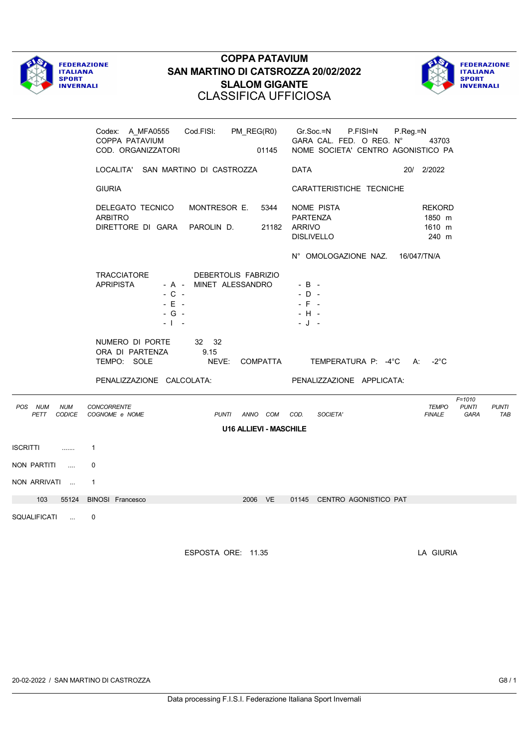# COPPA PATAVIUM
# SAN MARTINO DI CATSROZZA 20/02/2022
# SLALOM GIGANTE
## CLASSIFICA UFFICIOSA

Codex: A_MFA0555 Cod.FISI: PM_REG(R0) Gr.Soc.=N P.FISI=N P.Reg.=N
COPPA PATAVIUM GARA CAL. FED. O REG. N° 43703
COD. ORGANIZZATORI 01145 NOME SOCIETA' CENTRO AGONISTICO PA

LOCALITA' SAN MARTINO DI CASTROZZA DATA 20/ 2/2022

GIURIA CARATTERISTICHE TECNICHE

DELEGATO TECNICO MONTRESOR E. 5344
ARBITRO
DIRETTORE DI GARA PAROLIN D. 21182

NOME PISTA REKORD
PARTENZA 1850 m
ARRIVO 1610 m
DISLIVELLO 240 m

N° OMOLOGAZIONE NAZ. 16/047/TN/A

TRACCIATORE DEBERTOLIS FABRIZIO
APRIPISTA - A - MINET ALESSANDRO - B -
- C - - D -
- E - - F -
- G - - H -
- I - - J -

NUMERO DI PORTE 32 32
ORA DI PARTENZA 9.15
TEMPO: SOLE NEVE: COMPATTA TEMPERATURA P: -4°C A: -2°C

PENALIZZAZIONE CALCOLATA: PENALIZZAZIONE APPLICATA:

| POS | NUM PETT | NUM CODICE | CONCORRENTE COGNOME e NOME | PUNTI | ANNO | COM | COD. | SOCIETA' | TEMPO FINALE | F=1010 PUNTI GARA | PUNTI TAB |
|---|---|---|---|---|---|---|---|---|---|---|---|

**U16 ALLIEVI - MASCHILE**

ISCRITTI ....... 1

NON PARTITI .... 0

NON ARRIVATI ... 1

| | | | | | | | | | | | |
|---|---|---|---|---|---|---|---|---|---|---|---|
| | 103 | 55124 | BINOSI Francesco | | 2006 | VE | 01145 | CENTRO AGONISTICO PAT | | | |

SQUALIFICATI ... 0

ESPOSTA ORE: 11.35 LA GIURIA

20-02-2022 / SAN MARTINO DI CASTROZZA G8 / 1

Data processing F.I.S.I. Federazione Italiana Sport Invernali